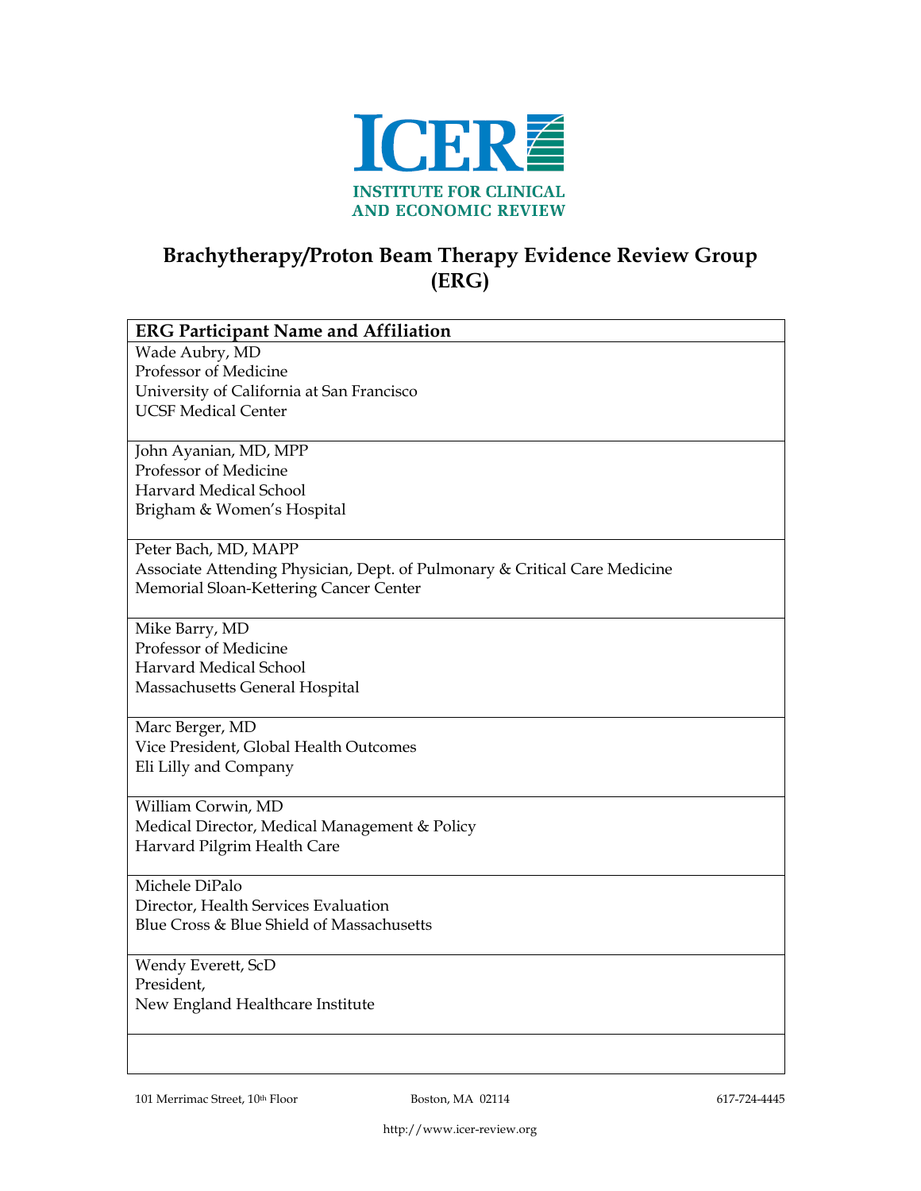ICER

INSTITUTE FOR CLINICAL AND ECONOMIC REVIEW

# Brachytherapy/Proton Beam Therapy Evidence Review Group (ERG)

| ERG Participant Name and Affiliation |
|---|
| Wade Aubry, MD<br>Professor of Medicine<br>University of California at San Francisco<br>UCSF Medical Center |
| John Ayanian, MD, MPP<br>Professor of Medicine<br>Harvard Medical School<br>Brigham & Women's Hospital |
| Peter Bach, MD, MAPP<br>Associate Attending Physician, Dept. of Pulmonary & Critical Care Medicine<br>Memorial Sloan-Kettering Cancer Center |
| Mike Barry, MD<br>Professor of Medicine<br>Harvard Medical School<br>Massachusetts General Hospital |
| Marc Berger, MD<br>Vice President, Global Health Outcomes<br>Eli Lilly and Company |
| William Corwin, MD<br>Medical Director, Medical Management & Policy<br>Harvard Pilgrim Health Care |
| Michele DiPalo<br>Director, Health Services Evaluation<br>Blue Cross & Blue Shield of Massachusetts |
| Wendy Everett, ScD<br>President,<br>New England Healthcare Institute |
| |

101 Merrimac Street, 10th Floor Boston, MA 02114 617-724-4445

http://www.icer-review.org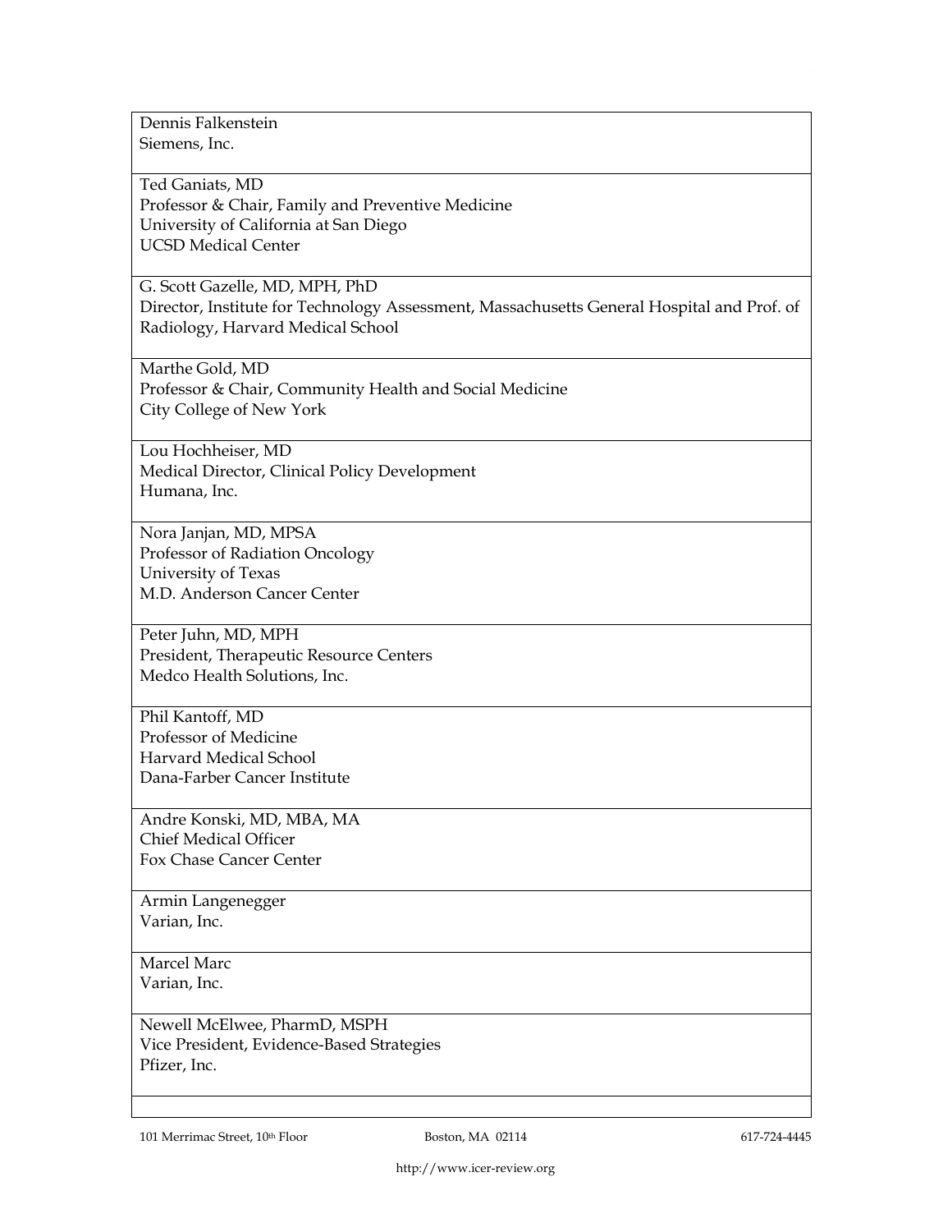| |
|---|
| Dennis Falkenstein<br>Siemens, Inc. |
| Ted Ganiats, MD<br>Professor & Chair, Family and Preventive Medicine<br>University of California at San Diego<br>UCSD Medical Center |
| G. Scott Gazelle, MD, MPH, PhD<br>Director, Institute for Technology Assessment, Massachusetts General Hospital and Prof. of Radiology, Harvard Medical School |
| Marthe Gold, MD<br>Professor & Chair, Community Health and Social Medicine<br>City College of New York |
| Lou Hochheiser, MD<br>Medical Director, Clinical Policy Development<br>Humana, Inc. |
| Nora Janjan, MD, MPSA<br>Professor of Radiation Oncology<br>University of Texas<br>M.D. Anderson Cancer Center |
| Peter Juhn, MD, MPH<br>President, Therapeutic Resource Centers<br>Medco Health Solutions, Inc. |
| Phil Kantoff, MD<br>Professor of Medicine<br>Harvard Medical School<br>Dana-Farber Cancer Institute |
| Andre Konski, MD, MBA, MA<br>Chief Medical Officer<br>Fox Chase Cancer Center |
| Armin Langenegger<br>Varian, Inc. |
| Marcel Marc<br>Varian, Inc. |
| Newell McElwee, PharmD, MSPH<br>Vice President, Evidence-Based Strategies<br>Pfizer, Inc. |
| |

101 Merrimac Street, 10th Floor Boston, MA 02114 617-724-4445

http://www.icer-review.org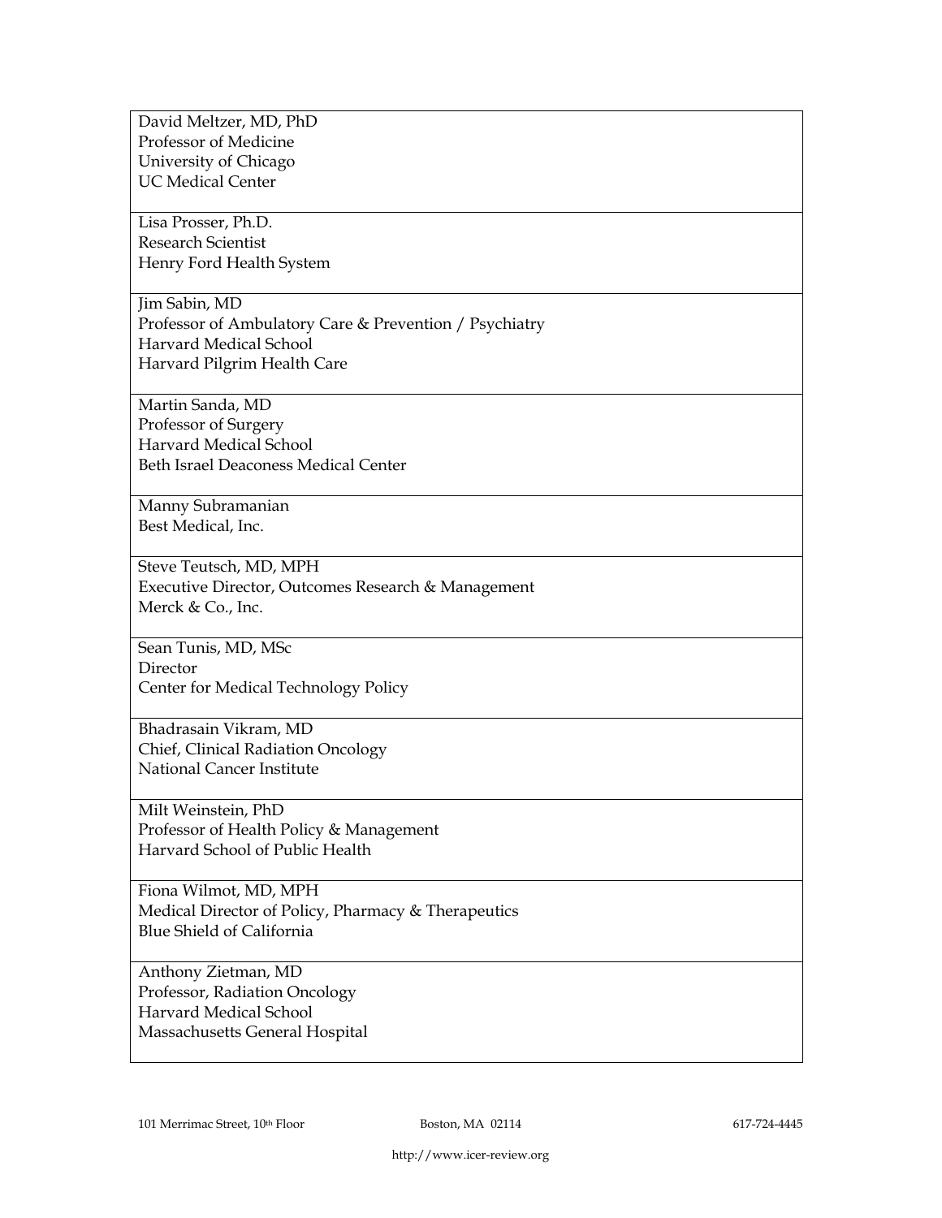| |
|---|
| David Meltzer, MD, PhD<br>Professor of Medicine<br>University of Chicago<br>UC Medical Center |
| Lisa Prosser, Ph.D.<br>Research Scientist<br>Henry Ford Health System |
| Jim Sabin, MD<br>Professor of Ambulatory Care & Prevention / Psychiatry<br>Harvard Medical School<br>Harvard Pilgrim Health Care |
| Martin Sanda, MD<br>Professor of Surgery<br>Harvard Medical School<br>Beth Israel Deaconess Medical Center |
| Manny Subramanian<br>Best Medical, Inc. |
| Steve Teutsch, MD, MPH<br>Executive Director, Outcomes Research & Management<br>Merck & Co., Inc. |
| Sean Tunis, MD, MSc<br>Director<br>Center for Medical Technology Policy |
| Bhadrasain Vikram, MD<br>Chief, Clinical Radiation Oncology<br>National Cancer Institute |
| Milt Weinstein, PhD<br>Professor of Health Policy & Management<br>Harvard School of Public Health |
| Fiona Wilmot, MD, MPH<br>Medical Director of Policy, Pharmacy & Therapeutics<br>Blue Shield of California |
| Anthony Zietman, MD<br>Professor, Radiation Oncology<br>Harvard Medical School<br>Massachusetts General Hospital |